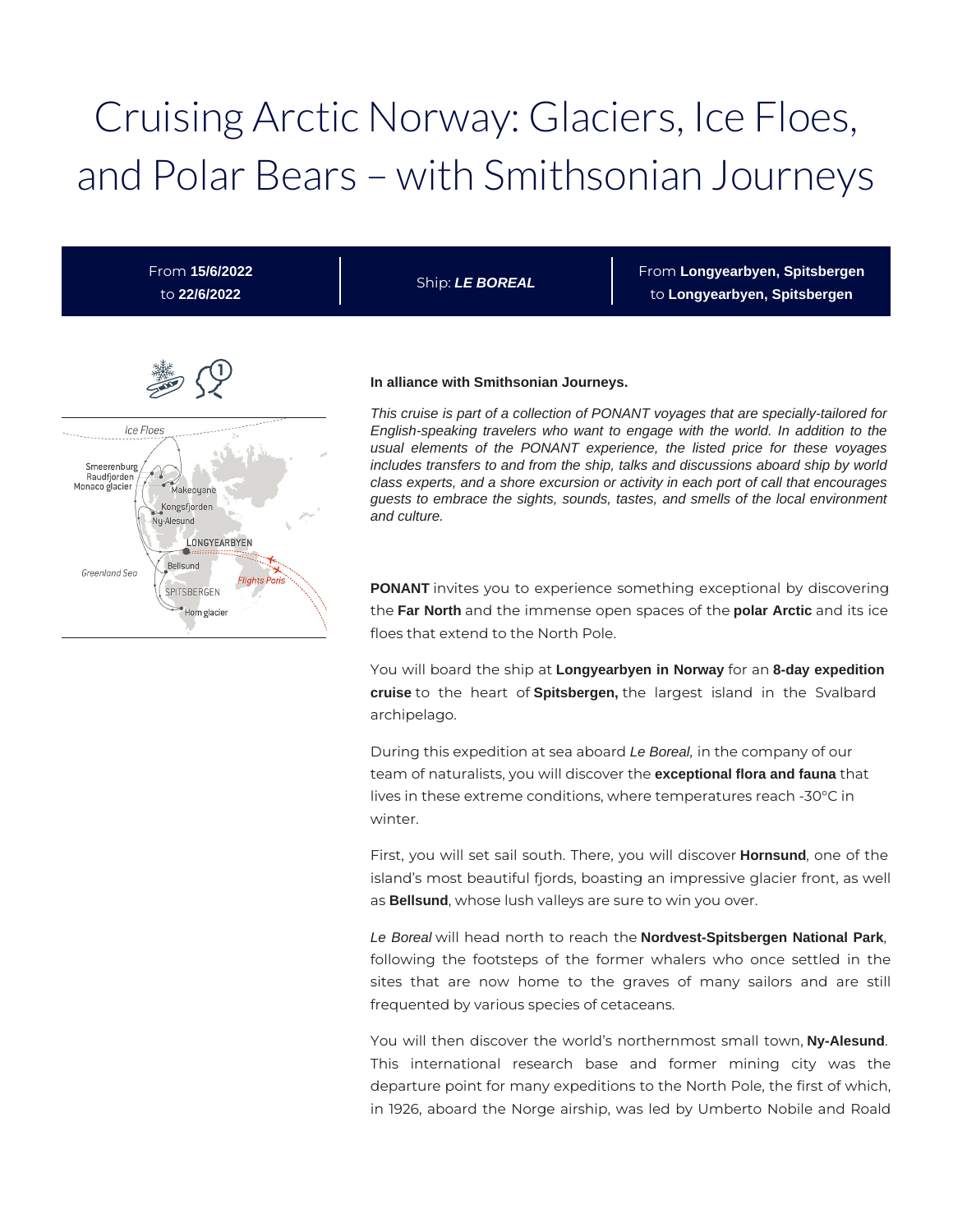# Cruising Arctic Norway: Glaciers, Ice Floes, and Polar Bears – with Smithsonian Journeys

From **15/6/2022** to **22/6/2022** | Ship: ***LE BOREAL*** | From **Longyearbyen, Spitsbergen** to **Longyearbyen, Spitsbergen**

**In alliance with Smithsonian Journeys.**

*This cruise is part of a collection of PONANT voyages that are specially-tailored for English-speaking travelers who want to engage with the world. In addition to the usual elements of the PONANT experience, the listed price for these voyages includes transfers to and from the ship, talks and discussions aboard ship by world class experts, and a shore excursion or activity in each port of call that encourages guests to embrace the sights, sounds, tastes, and smells of the local environment and culture.*

**PONANT** invites you to experience something exceptional by discovering the **Far North** and the immense open spaces of the **polar Arctic** and its ice floes that extend to the North Pole.

You will board the ship at **Longyearbyen in Norway** for an **8-day expedition cruise** to the heart of **Spitsbergen,** the largest island in the Svalbard archipelago.

During this expedition at sea aboard *Le Boreal,* in the company of our team of naturalists, you will discover the **exceptional flora and fauna** that lives in these extreme conditions, where temperatures reach -30°C in winter.

First, you will set sail south. There, you will discover **Hornsund**, one of the island's most beautiful fjords, boasting an impressive glacier front, as well as **Bellsund**, whose lush valleys are sure to win you over.

*Le Boreal* will head north to reach the **Nordvest-Spitsbergen National Park**, following the footsteps of the former whalers who once settled in the sites that are now home to the graves of many sailors and are still frequented by various species of cetaceans.

You will then discover the world's northernmost small town, **Ny-Alesund**. This international research base and former mining city was the departure point for many expeditions to the North Pole, the first of which, in 1926, aboard the Norge airship, was led by Umberto Nobile and Roald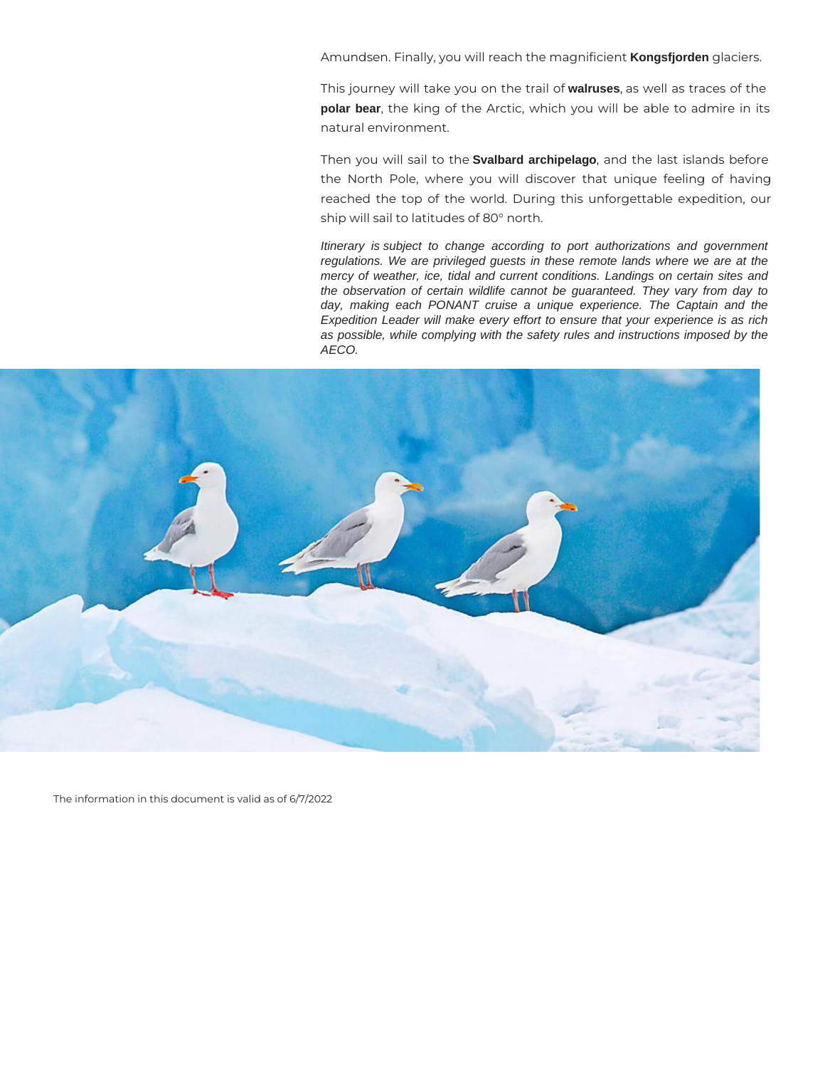Amundsen. Finally, you will reach the magnificient **Kongsfjorden** glaciers.

This journey will take you on the trail of **walruses**, as well as traces of the **polar bear**, the king of the Arctic, which you will be able to admire in its natural environment.

Then you will sail to the **Svalbard archipelago**, and the last islands before the North Pole, where you will discover that unique feeling of having reached the top of the world. During this unforgettable expedition, our ship will sail to latitudes of 80° north.

*Itinerary is subject to change according to port authorizations and government regulations. We are privileged guests in these remote lands where we are at the mercy of weather, ice, tidal and current conditions. Landings on certain sites and the observation of certain wildlife cannot be guaranteed. They vary from day to day, making each PONANT cruise a unique experience. The Captain and the Expedition Leader will make every effort to ensure that your experience is as rich as possible, while complying with the safety rules and instructions imposed by the AECO.*

The information in this document is valid as of 6/7/2022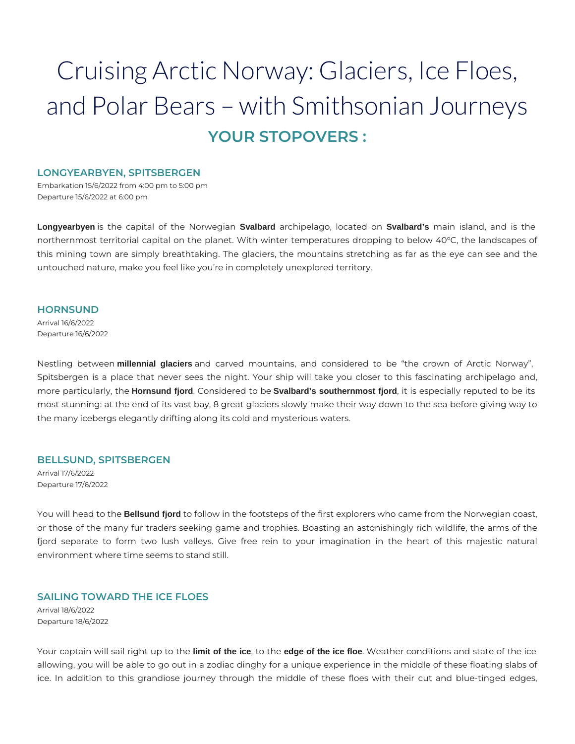# Cruising Arctic Norway: Glaciers, Ice Floes, and Polar Bears – with Smithsonian Journeys

## YOUR STOPOVERS :

### LONGYEARBYEN, SPITSBERGEN

Embarkation 15/6/2022 from 4:00 pm to 5:00 pm
Departure 15/6/2022 at 6:00 pm

**Longyearbyen** is the capital of the Norwegian **Svalbard** archipelago, located on **Svalbard's** main island, and is the northernmost territorial capital on the planet. With winter temperatures dropping to below 40°C, the landscapes of this mining town are simply breathtaking. The glaciers, the mountains stretching as far as the eye can see and the untouched nature, make you feel like you're in completely unexplored territory.

### HORNSUND

Arrival 16/6/2022
Departure 16/6/2022

Nestling between **millennial glaciers** and carved mountains, and considered to be "the crown of Arctic Norway", Spitsbergen is a place that never sees the night. Your ship will take you closer to this fascinating archipelago and, more particularly, the **Hornsund fjord**. Considered to be **Svalbard's southernmost fjord**, it is especially reputed to be its most stunning: at the end of its vast bay, 8 great glaciers slowly make their way down to the sea before giving way to the many icebergs elegantly drifting along its cold and mysterious waters.

### BELLSUND, SPITSBERGEN

Arrival 17/6/2022
Departure 17/6/2022

You will head to the **Bellsund fjord** to follow in the footsteps of the first explorers who came from the Norwegian coast, or those of the many fur traders seeking game and trophies. Boasting an astonishingly rich wildlife, the arms of the fjord separate to form two lush valleys. Give free rein to your imagination in the heart of this majestic natural environment where time seems to stand still.

### SAILING TOWARD THE ICE FLOES

Arrival 18/6/2022
Departure 18/6/2022

Your captain will sail right up to the **limit of the ice**, to the **edge of the ice floe**. Weather conditions and state of the ice allowing, you will be able to go out in a zodiac dinghy for a unique experience in the middle of these floating slabs of ice. In addition to this grandiose journey through the middle of these floes with their cut and blue-tinged edges,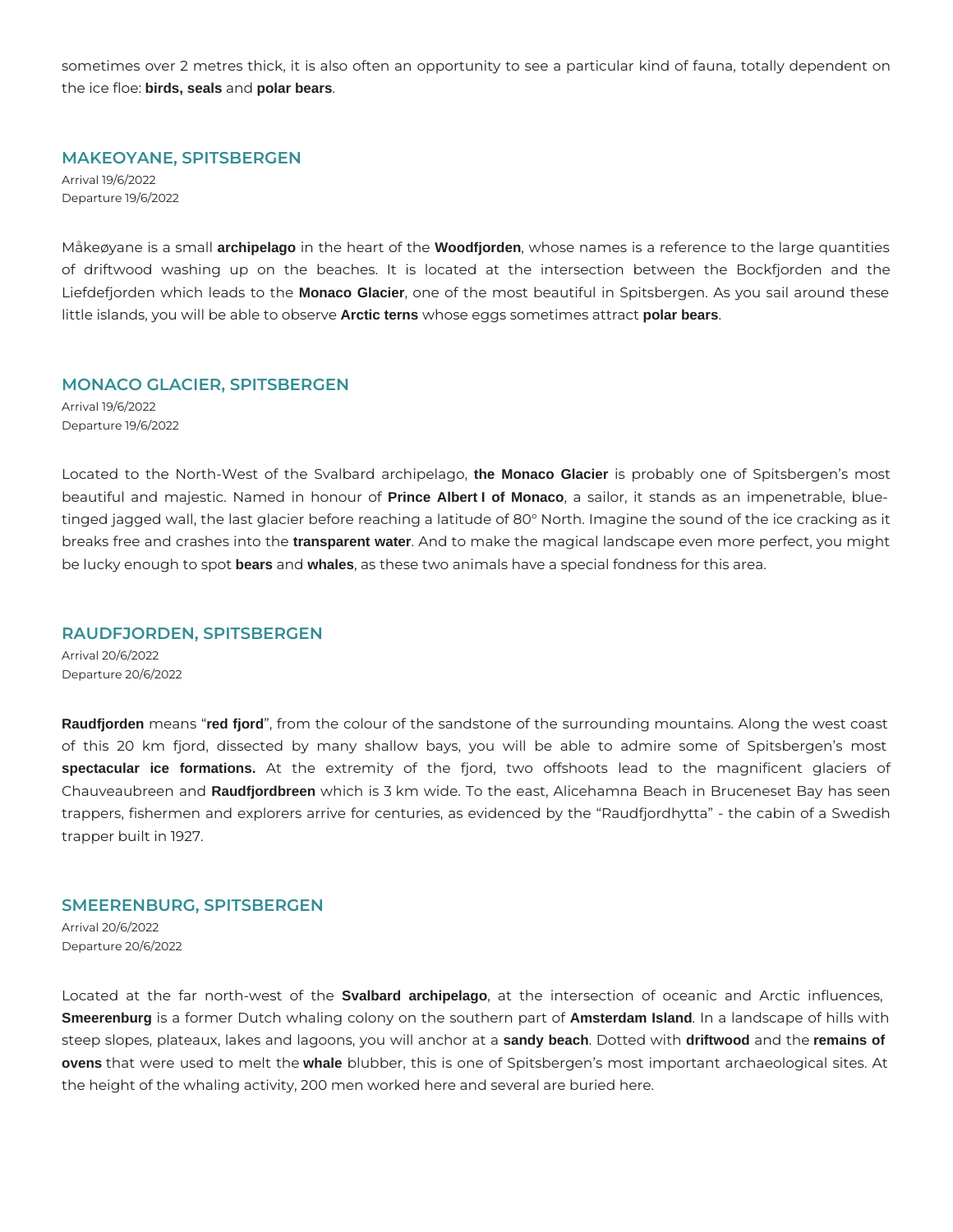sometimes over 2 metres thick, it is also often an opportunity to see a particular kind of fauna, totally dependent on the ice floe: **birds, seals** and **polar bears**.

## MAKEOYANE, SPITSBERGEN

Arrival 19/6/2022
Departure 19/6/2022

Måkeøyane is a small **archipelago** in the heart of the **Woodfjorden**, whose names is a reference to the large quantities of driftwood washing up on the beaches. It is located at the intersection between the Bockfjorden and the Liefdefjorden which leads to the **Monaco Glacier**, one of the most beautiful in Spitsbergen. As you sail around these little islands, you will be able to observe **Arctic terns** whose eggs sometimes attract **polar bears**.

## MONACO GLACIER, SPITSBERGEN

Arrival 19/6/2022
Departure 19/6/2022

Located to the North-West of the Svalbard archipelago, **the Monaco Glacier** is probably one of Spitsbergen's most beautiful and majestic. Named in honour of **Prince Albert I of Monaco**, a sailor, it stands as an impenetrable, blue-tinged jagged wall, the last glacier before reaching a latitude of 80° North. Imagine the sound of the ice cracking as it breaks free and crashes into the **transparent water**. And to make the magical landscape even more perfect, you might be lucky enough to spot **bears** and **whales**, as these two animals have a special fondness for this area.

## RAUDFJORDEN, SPITSBERGEN

Arrival 20/6/2022
Departure 20/6/2022

**Raudfjorden** means "**red fjord**", from the colour of the sandstone of the surrounding mountains. Along the west coast of this 20 km fjord, dissected by many shallow bays, you will be able to admire some of Spitsbergen's most **spectacular ice formations.** At the extremity of the fjord, two offshoots lead to the magnificent glaciers of Chauveaubreen and **Raudfjordbreen** which is 3 km wide. To the east, Alicehamna Beach in Bruceneset Bay has seen trappers, fishermen and explorers arrive for centuries, as evidenced by the "Raudfjordhytta" - the cabin of a Swedish trapper built in 1927.

## SMEERENBURG, SPITSBERGEN

Arrival 20/6/2022
Departure 20/6/2022

Located at the far north-west of the **Svalbard archipelago**, at the intersection of oceanic and Arctic influences, **Smeerenburg** is a former Dutch whaling colony on the southern part of **Amsterdam Island**. In a landscape of hills with steep slopes, plateaux, lakes and lagoons, you will anchor at a **sandy beach**. Dotted with **driftwood** and the **remains of ovens** that were used to melt the **whale** blubber, this is one of Spitsbergen's most important archaeological sites. At the height of the whaling activity, 200 men worked here and several are buried here.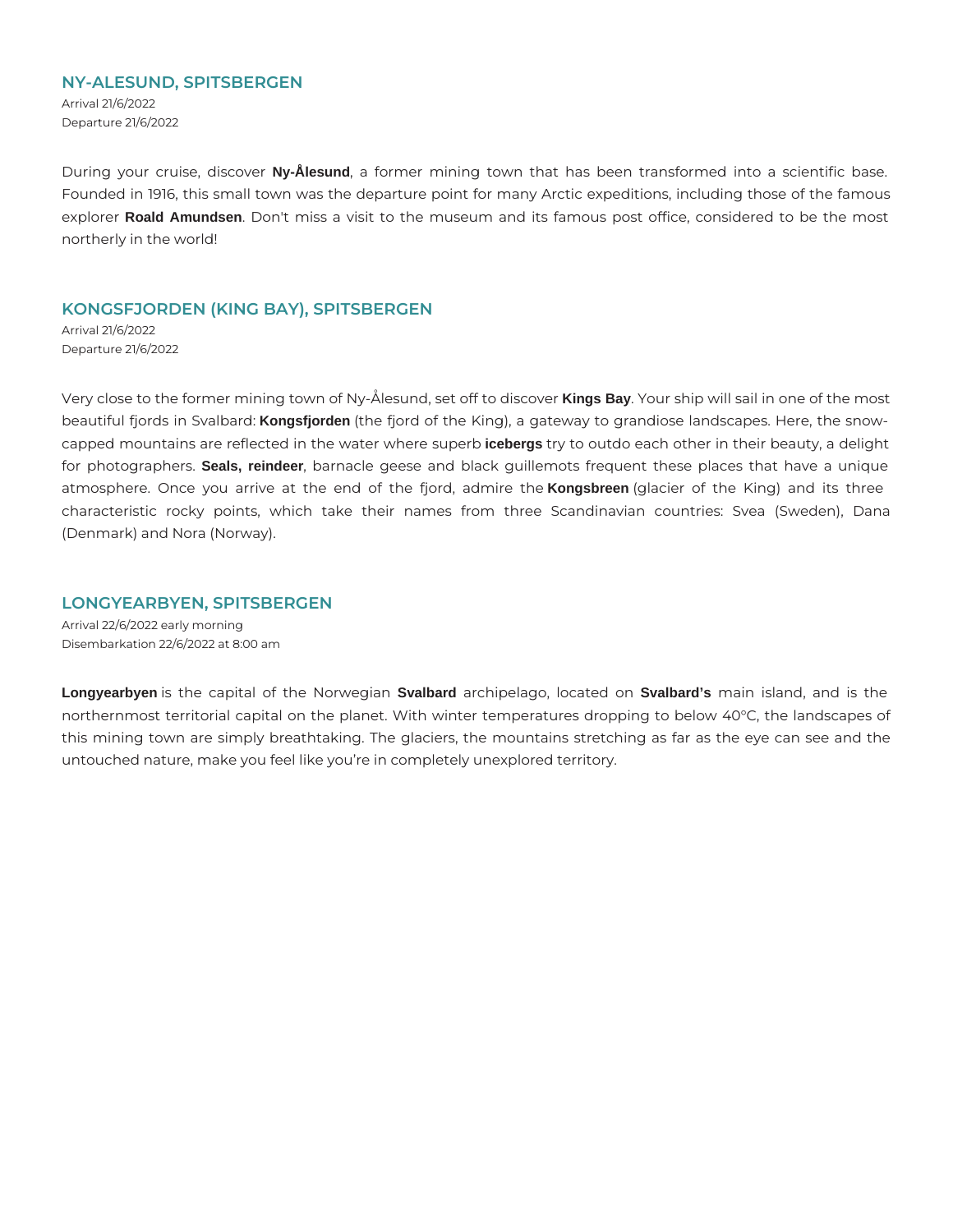## NY-ALESUND, SPITSBERGEN

Arrival 21/6/2022
Departure 21/6/2022

During your cruise, discover **Ny-Ålesund**, a former mining town that has been transformed into a scientific base. Founded in 1916, this small town was the departure point for many Arctic expeditions, including those of the famous explorer **Roald Amundsen**. Don't miss a visit to the museum and its famous post office, considered to be the most northerly in the world!

## KONGSFJORDEN (KING BAY), SPITSBERGEN

Arrival 21/6/2022
Departure 21/6/2022

Very close to the former mining town of Ny-Ålesund, set off to discover **Kings Bay**. Your ship will sail in one of the most beautiful fjords in Svalbard: **Kongsfjorden** (the fjord of the King), a gateway to grandiose landscapes. Here, the snow-capped mountains are reflected in the water where superb **icebergs** try to outdo each other in their beauty, a delight for photographers. **Seals, reindeer**, barnacle geese and black guillemots frequent these places that have a unique atmosphere. Once you arrive at the end of the fjord, admire the **Kongsbreen** (glacier of the King) and its three characteristic rocky points, which take their names from three Scandinavian countries: Svea (Sweden), Dana (Denmark) and Nora (Norway).

## LONGYEARBYEN, SPITSBERGEN

Arrival 22/6/2022 early morning
Disembarkation 22/6/2022 at 8:00 am

**Longyearbyen** is the capital of the Norwegian **Svalbard** archipelago, located on **Svalbard's** main island, and is the northernmost territorial capital on the planet. With winter temperatures dropping to below 40°C, the landscapes of this mining town are simply breathtaking. The glaciers, the mountains stretching as far as the eye can see and the untouched nature, make you feel like you're in completely unexplored territory.